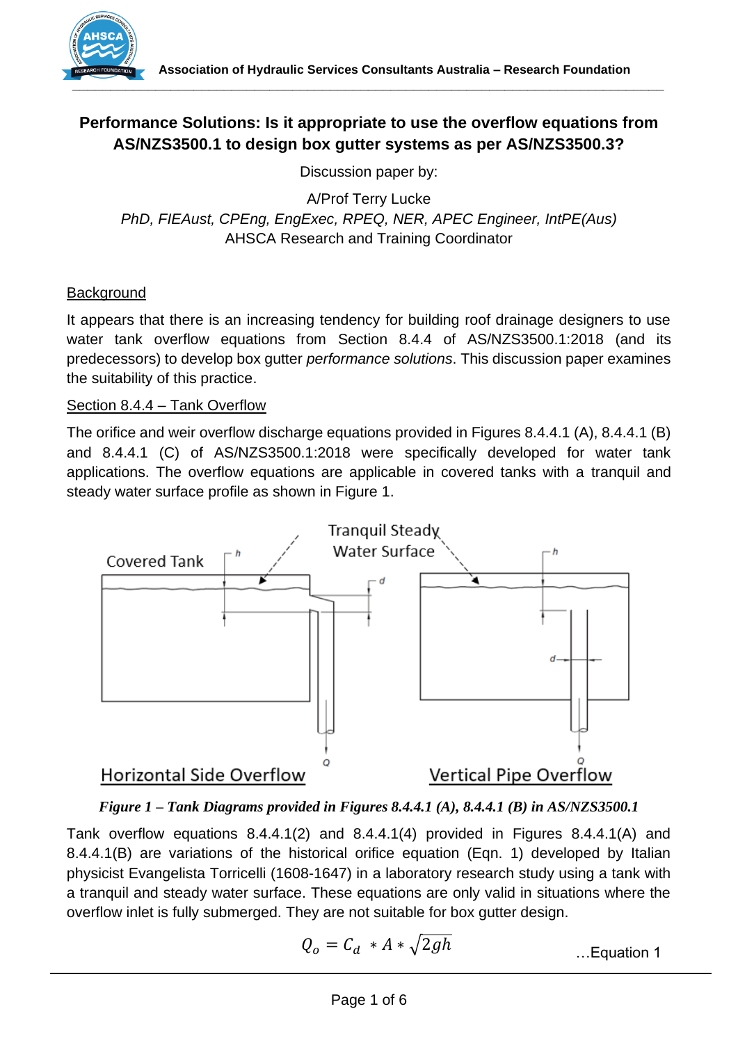# Performance Solutions: Is it appropriate to use the overflow equations from AS/NZS3500.1 to design box gutter systems as per AS/NZS3500.3?

Discussion paper by:

A/Prof Terry Lucke

*PhD, FIEAust, CPEng, EngExec, RPEQ, NER, APEC Engineer, IntPE(Aus)*

AHSCA Research and Training Coordinator

## Background

It appears that there is an increasing tendency for building roof drainage designers to use water tank overflow equations from Section 8.4.4 of AS/NZS3500.1:2018 (and its predecessors) to develop box gutter *performance solutions*. This discussion paper examines the suitability of this practice.

## Section 8.4.4 – Tank Overflow

The orifice and weir overflow discharge equations provided in Figures 8.4.4.1 (A), 8.4.4.1 (B) and 8.4.4.1 (C) of AS/NZS3500.1:2018 were specifically developed for water tank applications. The overflow equations are applicable in covered tanks with a tranquil and steady water surface profile as shown in Figure 1.

*Figure 1 – Tank Diagrams provided in Figures 8.4.4.1 (A), 8.4.4.1 (B) in AS/NZS3500.1*

Tank overflow equations 8.4.4.1(2) and 8.4.4.1(4) provided in Figures 8.4.4.1(A) and 8.4.4.1(B) are variations of the historical orifice equation (Eqn. 1) developed by Italian physicist Evangelista Torricelli (1608-1647) in a laboratory research study using a tank with a tranquil and steady water surface. These equations are only valid in situations where the overflow inlet is fully submerged. They are not suitable for box gutter design.

$$Q_o = C_d * A * \sqrt{2gh} \qquad \text{...Equation 1}$$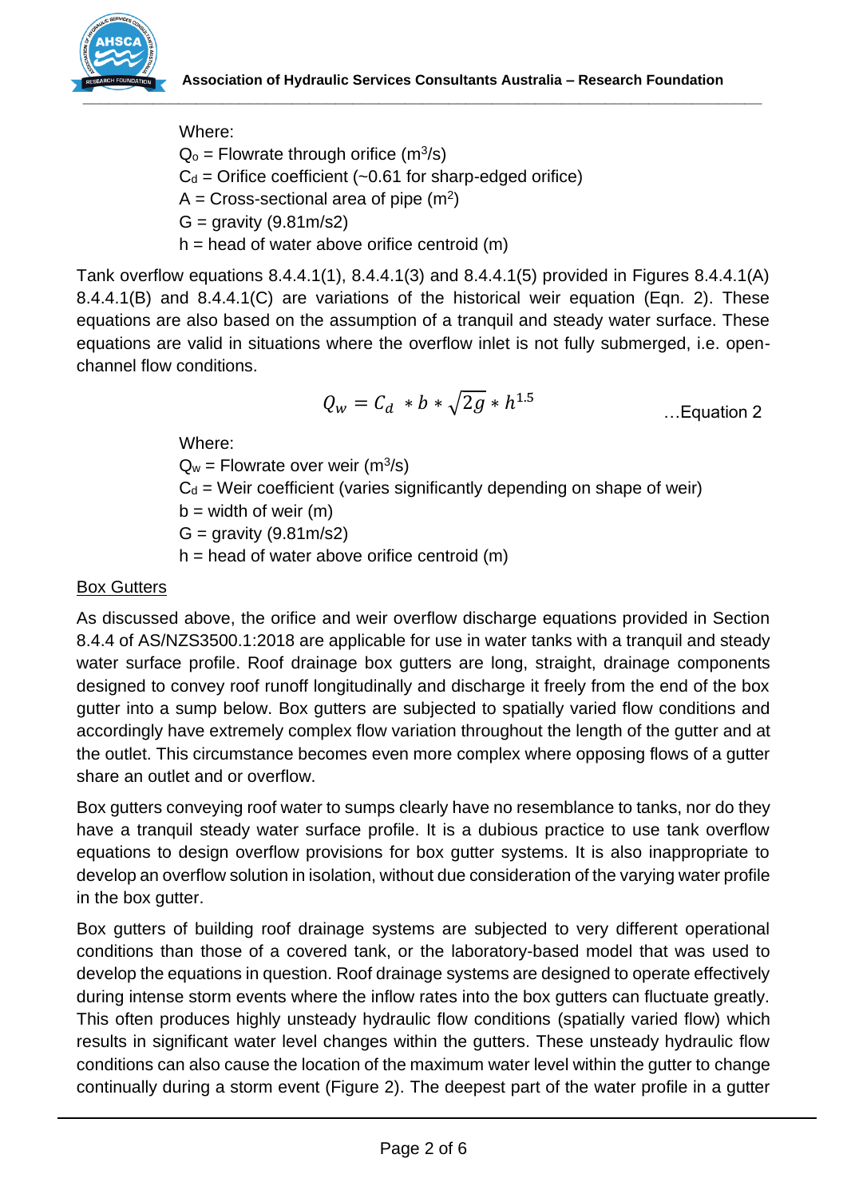Where:
$Q_o$ = Flowrate through orifice ($m^3/s$)
$C_d$ = Orifice coefficient (~0.61 for sharp-edged orifice)
A = Cross-sectional area of pipe ($m^2$)
G = gravity (9.81m/s2)
h = head of water above orifice centroid (m)

Tank overflow equations 8.4.4.1(1), 8.4.4.1(3) and 8.4.4.1(5) provided in Figures 8.4.4.1(A) 8.4.4.1(B) and 8.4.4.1(C) are variations of the historical weir equation (Eqn. 2). These equations are also based on the assumption of a tranquil and steady water surface. These equations are valid in situations where the overflow inlet is not fully submerged, i.e. open-channel flow conditions.

$$Q_w = C_d * b * \sqrt{2g} * h^{1.5} \quad \text{...Equation 2}$$

Where:
$Q_w$ = Flowrate over weir ($m^3/s$)
$C_d$ = Weir coefficient (varies significantly depending on shape of weir)
b = width of weir (m)
G = gravity (9.81m/s2)
h = head of water above orifice centroid (m)

<u>Box Gutters</u>

As discussed above, the orifice and weir overflow discharge equations provided in Section 8.4.4 of AS/NZS3500.1:2018 are applicable for use in water tanks with a tranquil and steady water surface profile. Roof drainage box gutters are long, straight, drainage components designed to convey roof runoff longitudinally and discharge it freely from the end of the box gutter into a sump below. Box gutters are subjected to spatially varied flow conditions and accordingly have extremely complex flow variation throughout the length of the gutter and at the outlet. This circumstance becomes even more complex where opposing flows of a gutter share an outlet and or overflow.

Box gutters conveying roof water to sumps clearly have no resemblance to tanks, nor do they have a tranquil steady water surface profile. It is a dubious practice to use tank overflow equations to design overflow provisions for box gutter systems. It is also inappropriate to develop an overflow solution in isolation, without due consideration of the varying water profile in the box gutter.

Box gutters of building roof drainage systems are subjected to very different operational conditions than those of a covered tank, or the laboratory-based model that was used to develop the equations in question. Roof drainage systems are designed to operate effectively during intense storm events where the inflow rates into the box gutters can fluctuate greatly. This often produces highly unsteady hydraulic flow conditions (spatially varied flow) which results in significant water level changes within the gutters. These unsteady hydraulic flow conditions can also cause the location of the maximum water level within the gutter to change continually during a storm event (Figure 2). The deepest part of the water profile in a gutter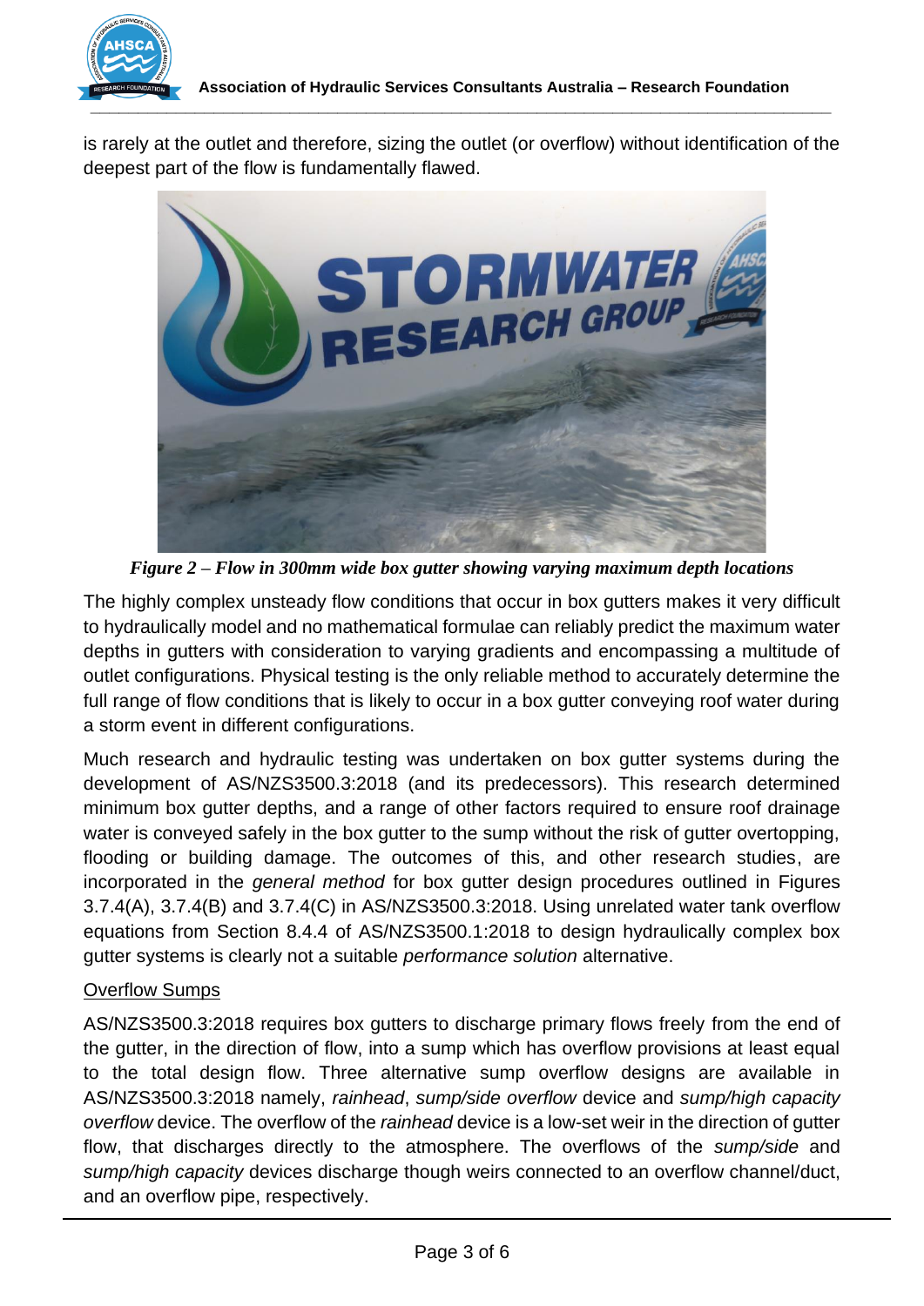is rarely at the outlet and therefore, sizing the outlet (or overflow) without identification of the deepest part of the flow is fundamentally flawed.

***Figure 2 – Flow in 300mm wide box gutter showing varying maximum depth locations***

The highly complex unsteady flow conditions that occur in box gutters makes it very difficult to hydraulically model and no mathematical formulae can reliably predict the maximum water depths in gutters with consideration to varying gradients and encompassing a multitude of outlet configurations. Physical testing is the only reliable method to accurately determine the full range of flow conditions that is likely to occur in a box gutter conveying roof water during a storm event in different configurations.

Much research and hydraulic testing was undertaken on box gutter systems during the development of AS/NZS3500.3:2018 (and its predecessors). This research determined minimum box gutter depths, and a range of other factors required to ensure roof drainage water is conveyed safely in the box gutter to the sump without the risk of gutter overtopping, flooding or building damage. The outcomes of this, and other research studies, are incorporated in the *general method* for box gutter design procedures outlined in Figures 3.7.4(A), 3.7.4(B) and 3.7.4(C) in AS/NZS3500.3:2018. Using unrelated water tank overflow equations from Section 8.4.4 of AS/NZS3500.1:2018 to design hydraulically complex box gutter systems is clearly not a suitable *performance solution* alternative.

## Overflow Sumps

AS/NZS3500.3:2018 requires box gutters to discharge primary flows freely from the end of the gutter, in the direction of flow, into a sump which has overflow provisions at least equal to the total design flow. Three alternative sump overflow designs are available in AS/NZS3500.3:2018 namely, *rainhead*, *sump/side overflow* device and *sump/high capacity overflow* device. The overflow of the *rainhead* device is a low-set weir in the direction of gutter flow, that discharges directly to the atmosphere. The overflows of the *sump/side* and *sump/high capacity* devices discharge though weirs connected to an overflow channel/duct, and an overflow pipe, respectively.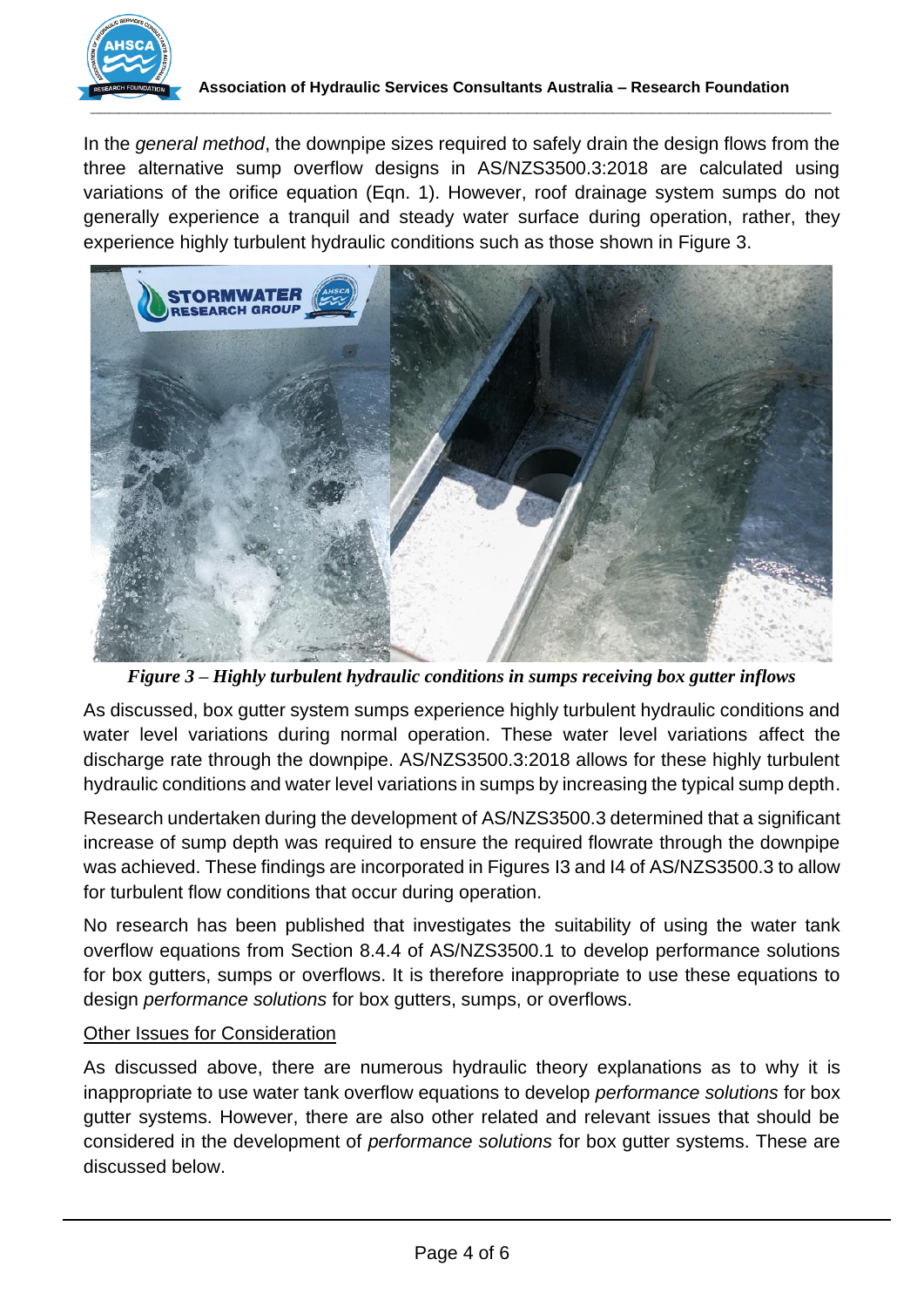In the *general method*, the downpipe sizes required to safely drain the design flows from the three alternative sump overflow designs in AS/NZS3500.3:2018 are calculated using variations of the orifice equation (Eqn. 1). However, roof drainage system sumps do not generally experience a tranquil and steady water surface during operation, rather, they experience highly turbulent hydraulic conditions such as those shown in Figure 3.

***Figure 3 – Highly turbulent hydraulic conditions in sumps receiving box gutter inflows***

As discussed, box gutter system sumps experience highly turbulent hydraulic conditions and water level variations during normal operation. These water level variations affect the discharge rate through the downpipe. AS/NZS3500.3:2018 allows for these highly turbulent hydraulic conditions and water level variations in sumps by increasing the typical sump depth.

Research undertaken during the development of AS/NZS3500.3 determined that a significant increase of sump depth was required to ensure the required flowrate through the downpipe was achieved. These findings are incorporated in Figures I3 and I4 of AS/NZS3500.3 to allow for turbulent flow conditions that occur during operation.

No research has been published that investigates the suitability of using the water tank overflow equations from Section 8.4.4 of AS/NZS3500.1 to develop performance solutions for box gutters, sumps or overflows. It is therefore inappropriate to use these equations to design *performance solutions* for box gutters, sumps, or overflows.

<u>Other Issues for Consideration</u>

As discussed above, there are numerous hydraulic theory explanations as to why it is inappropriate to use water tank overflow equations to develop *performance solutions* for box gutter systems. However, there are also other related and relevant issues that should be considered in the development of *performance solutions* for box gutter systems. These are discussed below.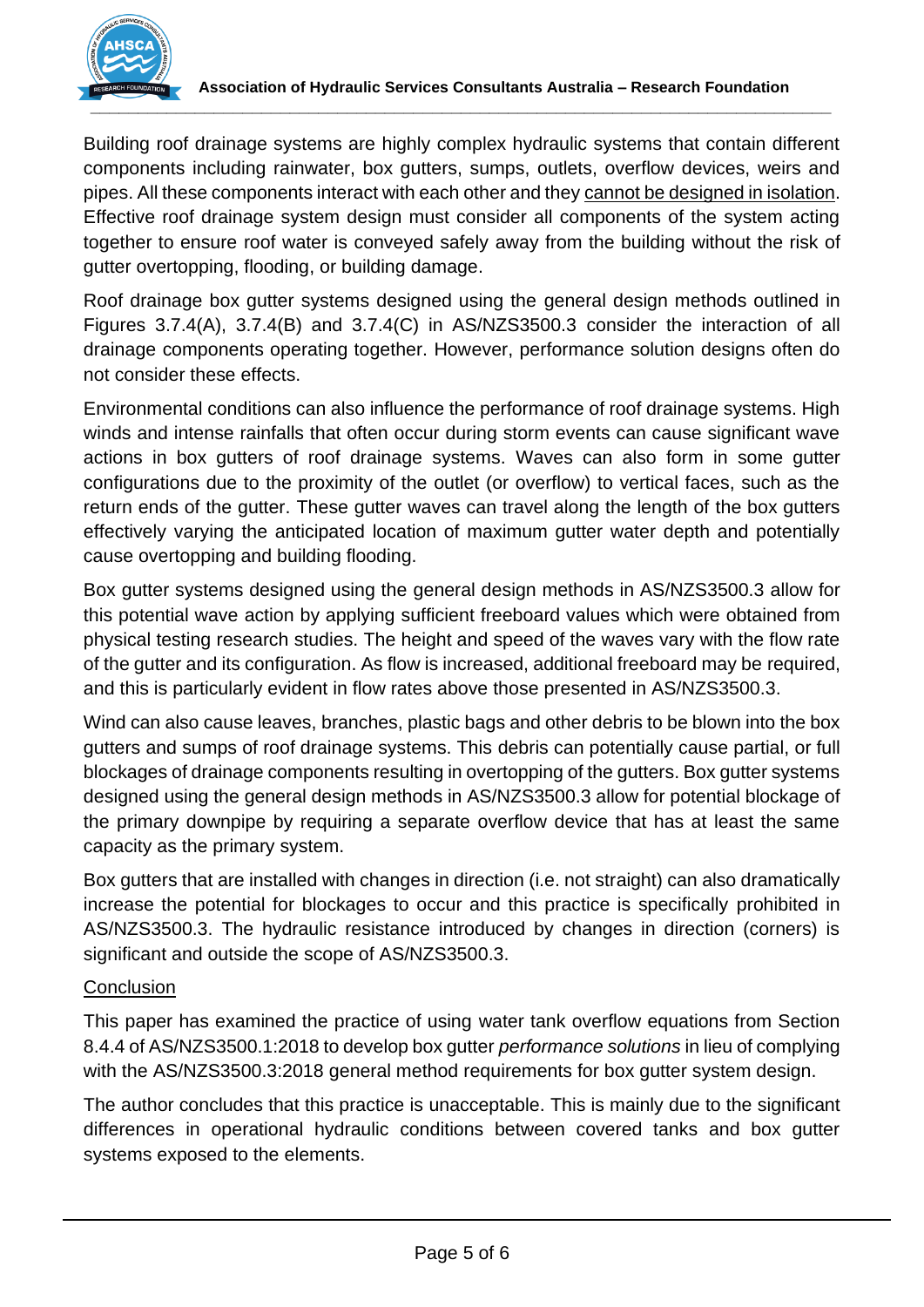Building roof drainage systems are highly complex hydraulic systems that contain different components including rainwater, box gutters, sumps, outlets, overflow devices, weirs and pipes. All these components interact with each other and they <u>cannot be designed in isolation</u>. Effective roof drainage system design must consider all components of the system acting together to ensure roof water is conveyed safely away from the building without the risk of gutter overtopping, flooding, or building damage.

Roof drainage box gutter systems designed using the general design methods outlined in Figures 3.7.4(A), 3.7.4(B) and 3.7.4(C) in AS/NZS3500.3 consider the interaction of all drainage components operating together. However, performance solution designs often do not consider these effects.

Environmental conditions can also influence the performance of roof drainage systems. High winds and intense rainfalls that often occur during storm events can cause significant wave actions in box gutters of roof drainage systems. Waves can also form in some gutter configurations due to the proximity of the outlet (or overflow) to vertical faces, such as the return ends of the gutter. These gutter waves can travel along the length of the box gutters effectively varying the anticipated location of maximum gutter water depth and potentially cause overtopping and building flooding.

Box gutter systems designed using the general design methods in AS/NZS3500.3 allow for this potential wave action by applying sufficient freeboard values which were obtained from physical testing research studies. The height and speed of the waves vary with the flow rate of the gutter and its configuration. As flow is increased, additional freeboard may be required, and this is particularly evident in flow rates above those presented in AS/NZS3500.3.

Wind can also cause leaves, branches, plastic bags and other debris to be blown into the box gutters and sumps of roof drainage systems. This debris can potentially cause partial, or full blockages of drainage components resulting in overtopping of the gutters. Box gutter systems designed using the general design methods in AS/NZS3500.3 allow for potential blockage of the primary downpipe by requiring a separate overflow device that has at least the same capacity as the primary system.

Box gutters that are installed with changes in direction (i.e. not straight) can also dramatically increase the potential for blockages to occur and this practice is specifically prohibited in AS/NZS3500.3. The hydraulic resistance introduced by changes in direction (corners) is significant and outside the scope of AS/NZS3500.3.

<u>Conclusion</u>

This paper has examined the practice of using water tank overflow equations from Section 8.4.4 of AS/NZS3500.1:2018 to develop box gutter *performance solutions* in lieu of complying with the AS/NZS3500.3:2018 general method requirements for box gutter system design.

The author concludes that this practice is unacceptable. This is mainly due to the significant differences in operational hydraulic conditions between covered tanks and box gutter systems exposed to the elements.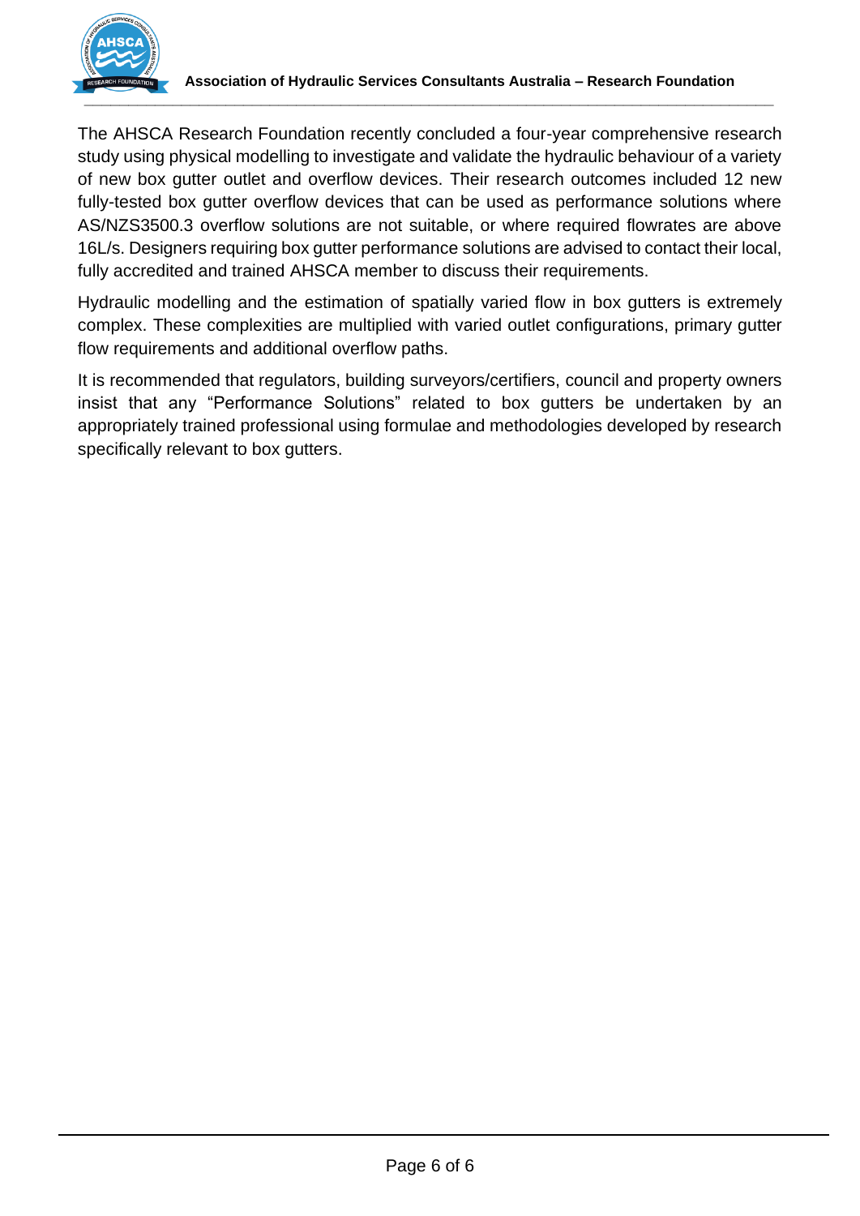The AHSCA Research Foundation recently concluded a four-year comprehensive research study using physical modelling to investigate and validate the hydraulic behaviour of a variety of new box gutter outlet and overflow devices. Their research outcomes included 12 new fully-tested box gutter overflow devices that can be used as performance solutions where AS/NZS3500.3 overflow solutions are not suitable, or where required flowrates are above 16L/s. Designers requiring box gutter performance solutions are advised to contact their local, fully accredited and trained AHSCA member to discuss their requirements.

Hydraulic modelling and the estimation of spatially varied flow in box gutters is extremely complex. These complexities are multiplied with varied outlet configurations, primary gutter flow requirements and additional overflow paths.

It is recommended that regulators, building surveyors/certifiers, council and property owners insist that any “Performance Solutions” related to box gutters be undertaken by an appropriately trained professional using formulae and methodologies developed by research specifically relevant to box gutters.